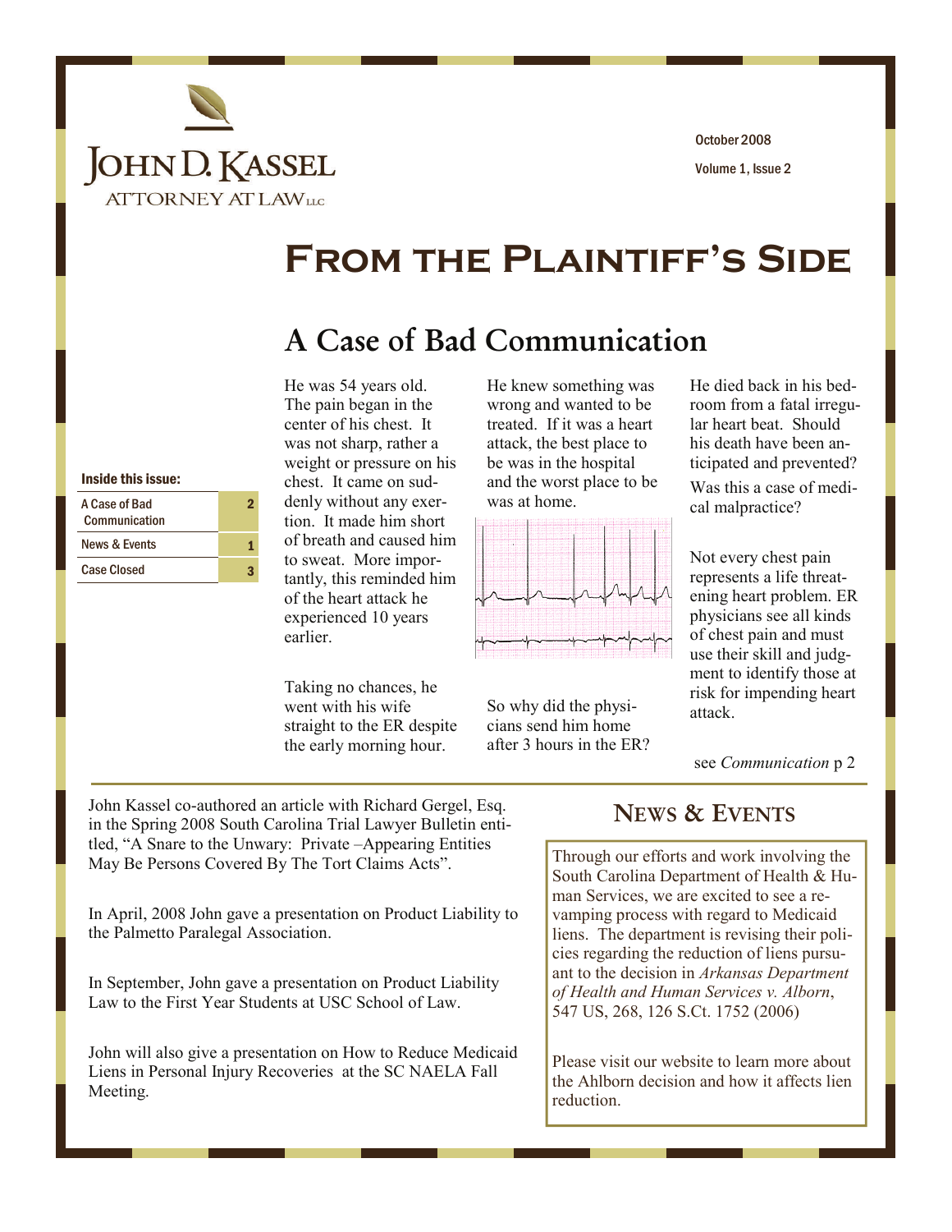# John D. Kassel

ATTORNEY AT LAW LLC

October 2008

Volume 1, Issue 2

# From the Plaintiff's Side

## A Case of Bad Communication

He was 54 years old. The pain began in the center of his chest. It was not sharp, rather a weight or pressure on his chest. It came on suddenly without any exertion. It made him short of breath and caused him to sweat. More importantly, this reminded him of the heart attack he experienced 10 years earlier.

Taking no chances, he went with his wife straight to the ER despite the early morning hour.

He knew something was wrong and wanted to be treated. If it was a heart attack, the best place to be was in the hospital and the worst place to be was at home.

So why did the physicians send him home after 3 hours in the ER?

He died back in his bedroom from a fatal irregular heart beat. Should his death have been anticipated and prevented? Was this a case of medical malpractice?

Not every chest pain represents a life threatening heart problem. ER physicians see all kinds of chest pain and must use their skill and judgment to identify those at risk for impending heart attack.

see *Communication* p 2

**Inside this issue:**

| | |
|---|---|
| A Case of Bad Communication | 2 |
| News & Events | 1 |
| Case Closed | 3 |

## News & Events

Through our efforts and work involving the South Carolina Department of Health & Human Services, we are excited to see a revamping process with regard to Medicaid liens. The department is revising their policies regarding the reduction of liens pursuant to the decision in *Arkansas Department of Health and Human Services v. Alborn*, 547 US, 268, 126 S.Ct. 1752 (2006)

Please visit our website to learn more about the Ahlborn decision and how it affects lien reduction.

John Kassel co-authored an article with Richard Gergel, Esq. in the Spring 2008 South Carolina Trial Lawyer Bulletin entitled, "A Snare to the Unwary: Private –Appearing Entities May Be Persons Covered By The Tort Claims Acts".

In April, 2008 John gave a presentation on Product Liability to the Palmetto Paralegal Association.

In September, John gave a presentation on Product Liability Law to the First Year Students at USC School of Law.

John will also give a presentation on How to Reduce Medicaid Liens in Personal Injury Recoveries at the SC NAELA Fall Meeting.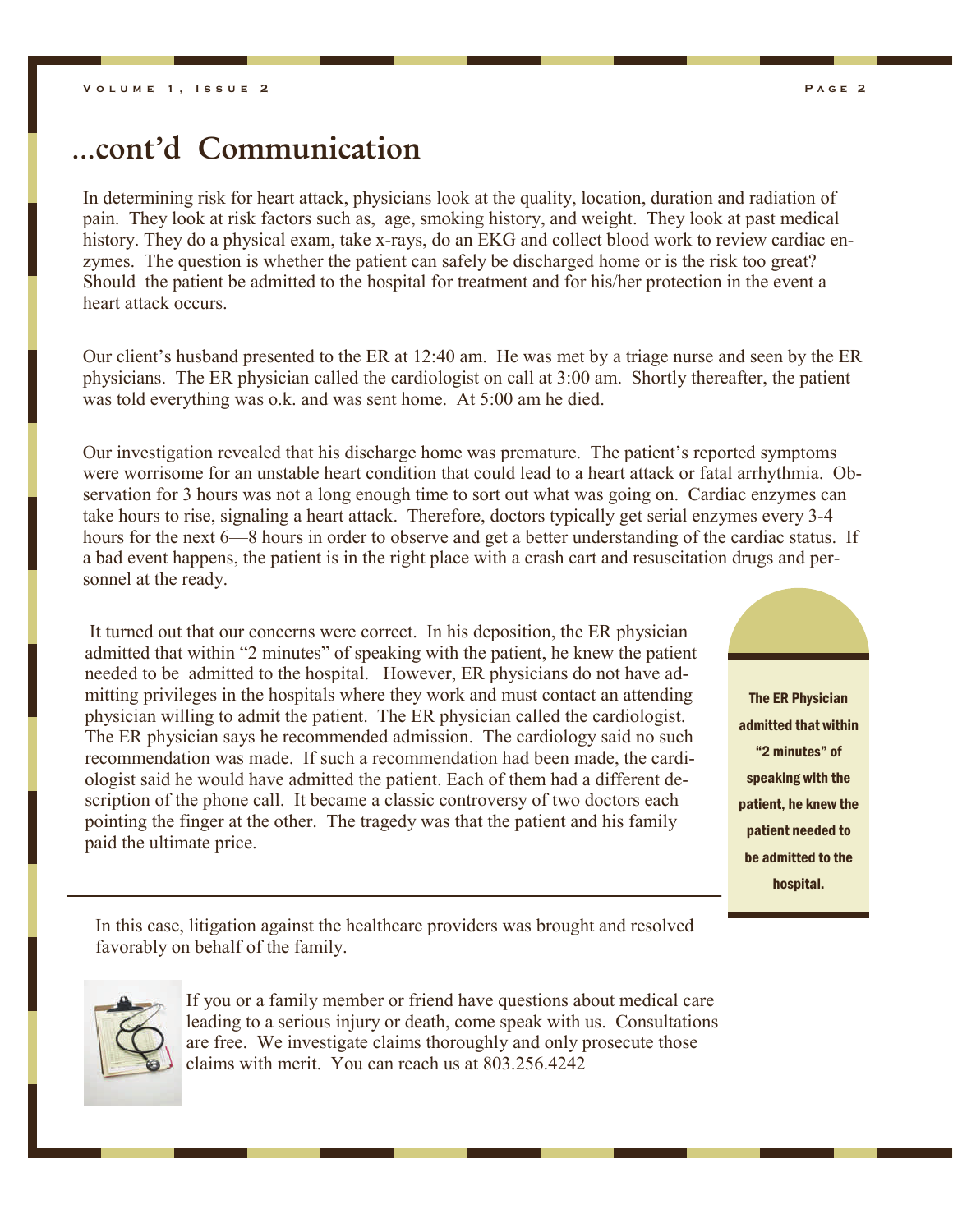# ...cont'd Communication

In determining risk for heart attack, physicians look at the quality, location, duration and radiation of pain. They look at risk factors such as, age, smoking history, and weight. They look at past medical history. They do a physical exam, take x-rays, do an EKG and collect blood work to review cardiac enzymes. The question is whether the patient can safely be discharged home or is the risk too great? Should the patient be admitted to the hospital for treatment and for his/her protection in the event a heart attack occurs.

Our client's husband presented to the ER at 12:40 am. He was met by a triage nurse and seen by the ER physicians. The ER physician called the cardiologist on call at 3:00 am. Shortly thereafter, the patient was told everything was o.k. and was sent home. At 5:00 am he died.

Our investigation revealed that his discharge home was premature. The patient's reported symptoms were worrisome for an unstable heart condition that could lead to a heart attack or fatal arrhythmia. Observation for 3 hours was not a long enough time to sort out what was going on. Cardiac enzymes can take hours to rise, signaling a heart attack. Therefore, doctors typically get serial enzymes every 3-4 hours for the next 6—8 hours in order to observe and get a better understanding of the cardiac status. If a bad event happens, the patient is in the right place with a crash cart and resuscitation drugs and personnel at the ready.

It turned out that our concerns were correct. In his deposition, the ER physician admitted that within "2 minutes" of speaking with the patient, he knew the patient needed to be admitted to the hospital. However, ER physicians do not have admitting privileges in the hospitals where they work and must contact an attending physician willing to admit the patient. The ER physician called the cardiologist. The ER physician says he recommended admission. The cardiology said no such recommendation was made. If such a recommendation had been made, the cardiologist said he would have admitted the patient. Each of them had a different description of the phone call. It became a classic controversy of two doctors each pointing the finger at the other. The tragedy was that the patient and his family paid the ultimate price.

**The ER Physician admitted that within "2 minutes" of speaking with the patient, he knew the patient needed to be admitted to the hospital.**

---

In this case, litigation against the healthcare providers was brought and resolved favorably on behalf of the family.

If you or a family member or friend have questions about medical care leading to a serious injury or death, come speak with us. Consultations are free. We investigate claims thoroughly and only prosecute those claims with merit. You can reach us at 803.256.4242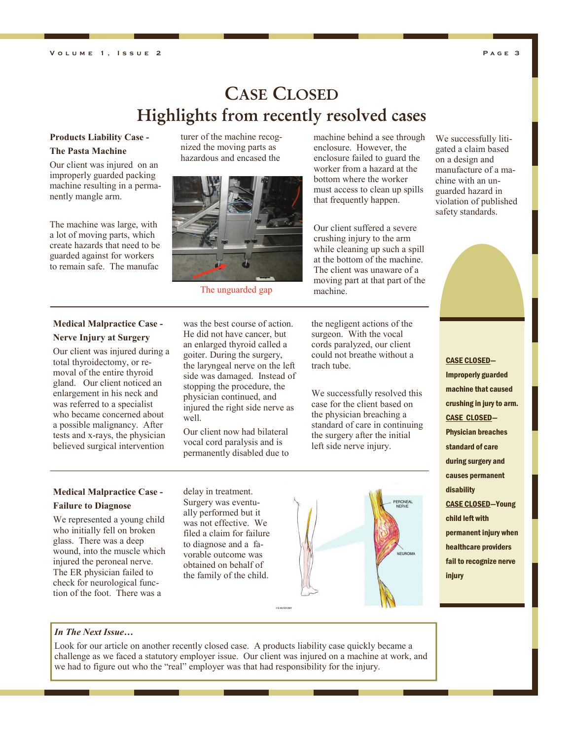# CASE CLOSED

## Highlights from recently resolved cases

### Products Liability Case - The Pasta Machine

Our client was injured on an improperly guarded packing machine resulting in a permanently mangle arm.

The machine was large, with a lot of moving parts, which create hazards that need to be guarded against for workers to remain safe. The manufacturer of the machine recognized the moving parts as hazardous and encased the machine behind a see through enclosure. However, the enclosure failed to guard the worker from a hazard at the bottom where the worker must access to clean up spills that frequently happen.

The unguarded gap

Our client suffered a severe crushing injury to the arm while cleaning up such a spill at the bottom of the machine. The client was unaware of a moving part at that part of the machine.

We successfully litigated a claim based on a design and manufacture of a machine with an unguarded hazard in violation of published safety standards.

### Medical Malpractice Case - Nerve Injury at Surgery

Our client was injured during a total thyroidectomy, or removal of the entire thyroid gland. Our client noticed an enlargement in his neck and was referred to a specialist who became concerned about a possible malignancy. After tests and x-rays, the physician believed surgical intervention was the best course of action. He did not have cancer, but an enlarged thyroid called a goiter. During the surgery, the laryngeal nerve on the left side was damaged. Instead of stopping the procedure, the physician continued, and injured the right side nerve as well.

Our client now had bilateral vocal cord paralysis and is permanently disabled due to the negligent actions of the surgeon. With the vocal cords paralyzed, our client could not breathe without a trach tube.

We successfully resolved this case for the client based on the physician breaching a standard of care in continuing the surgery after the initial left side nerve injury.

### Medical Malpractice Case - Failure to Diagnose

We represented a young child who initially fell on broken glass. There was a deep wound, into the muscle which injured the peroneal nerve. The ER physician failed to check for neurological function of the foot. There was a delay in treatment. Surgery was eventually performed but it was not effective. We filed a claim for failure to diagnose and a favorable outcome was obtained on behalf of the family of the child.

PERONEAL NERVE

NEUROMA

**CASE CLOSED—Improperly guarded machine that caused crushing in jury to arm.**

**CASE CLOSED—Physician breaches standard of care during surgery and causes permanent disability**

**CASE CLOSED—Young child left with permanent injury when healthcare providers fail to recognize nerve injury**

***In The Next Issue…***

Look for our article on another recently closed case. A products liability case quickly became a challenge as we faced a statutory employer issue. Our client was injured on a machine at work, and we had to figure out who the "real" employer was that had responsibility for the injury.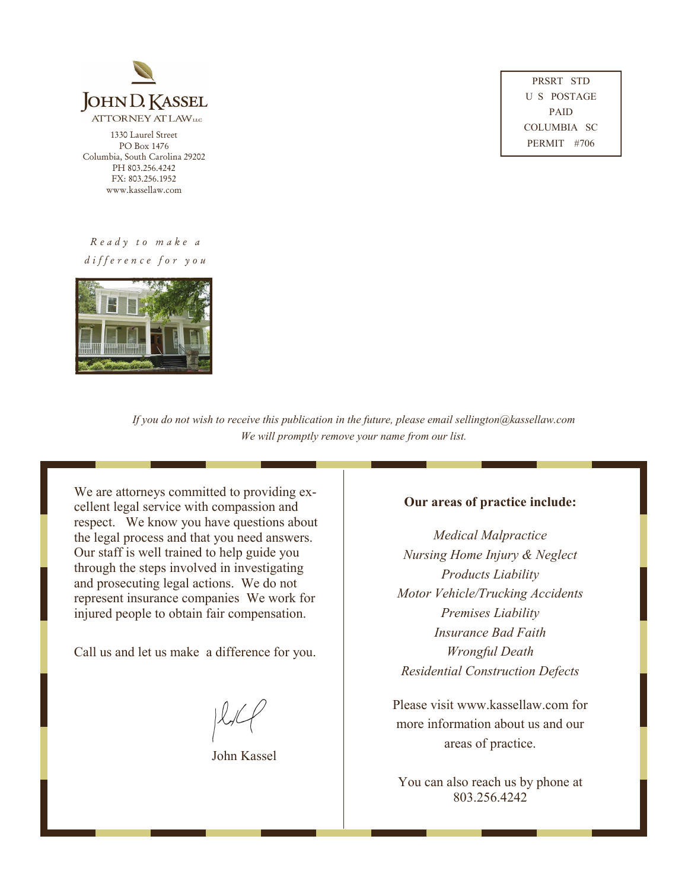**JOHN D. KASSEL**
ATTORNEY AT LAW LLC

1330 Laurel Street
PO Box 1476
Columbia, South Carolina 29202
PH 803.256.4242
FX: 803.256.1952
www.kassellaw.com

PRSRT STD
U S POSTAGE
PAID
COLUMBIA SC
PERMIT #706

*Ready to make a difference for you*

*If you do not wish to receive this publication in the future, please email sellington@kassellaw.com*
*We will promptly remove your name from our list.*

We are attorneys committed to providing excellent legal service with compassion and respect. We know you have questions about the legal process and that you need answers. Our staff is well trained to help guide you through the steps involved in investigating and prosecuting legal actions. We do not represent insurance companies We work for injured people to obtain fair compensation.

Call us and let us make a difference for you.

John Kassel

**Our areas of practice include:**

*Medical Malpractice*
*Nursing Home Injury & Neglect*
*Products Liability*
*Motor Vehicle/Trucking Accidents*
*Premises Liability*
*Insurance Bad Faith*
*Wrongful Death*
*Residential Construction Defects*

Please visit www.kassellaw.com for more information about us and our areas of practice.

You can also reach us by phone at 803.256.4242